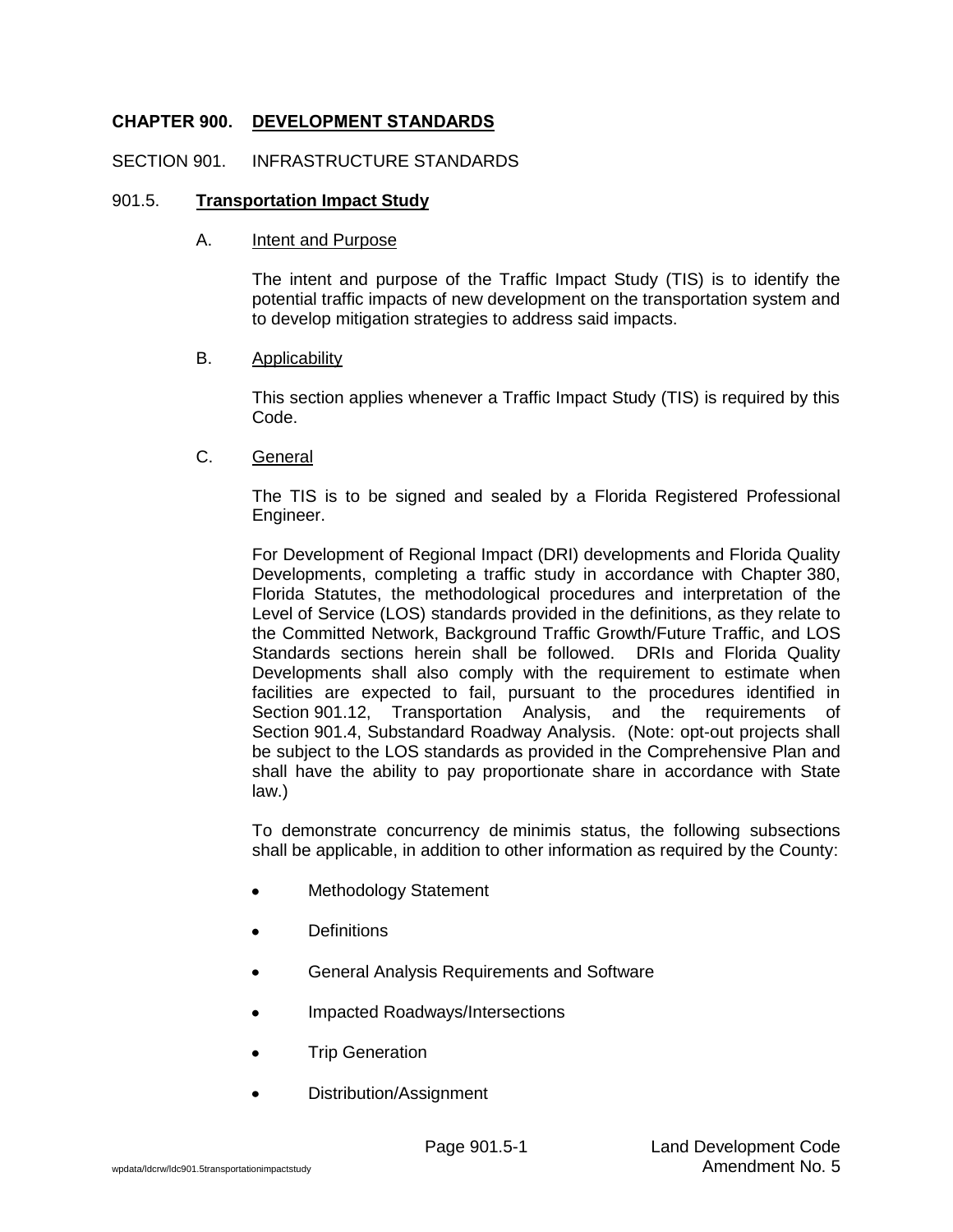# CHAPTER 900. DEVELOPMENT STANDARDS

## SECTION 901. INFRASTRUCTURE STANDARDS

### 901.5. Transportation Impact Study

#### A. Intent and Purpose

The intent and purpose of the Traffic Impact Study (TIS) is to identify the potential traffic impacts of new development on the transportation system and to develop mitigation strategies to address said impacts.

#### B. Applicability

This section applies whenever a Traffic Impact Study (TIS) is required by this Code.

#### C. General

The TIS is to be signed and sealed by a Florida Registered Professional Engineer.

For Development of Regional Impact (DRI) developments and Florida Quality Developments, completing a traffic study in accordance with Chapter 380, Florida Statutes, the methodological procedures and interpretation of the Level of Service (LOS) standards provided in the definitions, as they relate to the Committed Network, Background Traffic Growth/Future Traffic, and LOS Standards sections herein shall be followed. DRIs and Florida Quality Developments shall also comply with the requirement to estimate when facilities are expected to fail, pursuant to the procedures identified in Section 901.12, Transportation Analysis, and the requirements of Section 901.4, Substandard Roadway Analysis. (Note: opt-out projects shall be subject to the LOS standards as provided in the Comprehensive Plan and shall have the ability to pay proportionate share in accordance with State law.)

To demonstrate concurrency de minimis status, the following subsections shall be applicable, in addition to other information as required by the County:

- Methodology Statement
- Definitions
- General Analysis Requirements and Software
- Impacted Roadways/Intersections
- Trip Generation
- Distribution/Assignment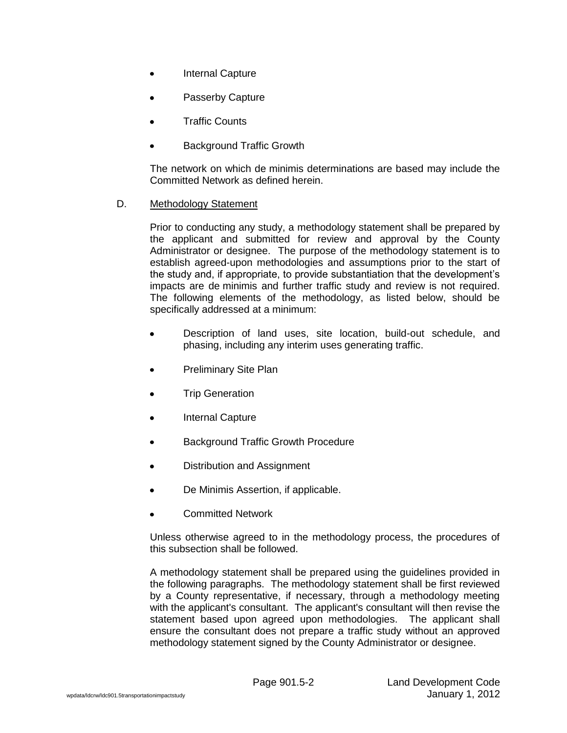- Internal Capture
- Passerby Capture
- Traffic Counts
- Background Traffic Growth

The network on which de minimis determinations are based may include the Committed Network as defined herein.

D. Methodology Statement

Prior to conducting any study, a methodology statement shall be prepared by the applicant and submitted for review and approval by the County Administrator or designee. The purpose of the methodology statement is to establish agreed-upon methodologies and assumptions prior to the start of the study and, if appropriate, to provide substantiation that the development's impacts are de minimis and further traffic study and review is not required. The following elements of the methodology, as listed below, should be specifically addressed at a minimum:

- Description of land uses, site location, build-out schedule, and phasing, including any interim uses generating traffic.
- Preliminary Site Plan
- Trip Generation
- Internal Capture
- Background Traffic Growth Procedure
- Distribution and Assignment
- De Minimis Assertion, if applicable.
- Committed Network

Unless otherwise agreed to in the methodology process, the procedures of this subsection shall be followed.

A methodology statement shall be prepared using the guidelines provided in the following paragraphs. The methodology statement shall be first reviewed by a County representative, if necessary, through a methodology meeting with the applicant's consultant. The applicant's consultant will then revise the statement based upon agreed upon methodologies. The applicant shall ensure the consultant does not prepare a traffic study without an approved methodology statement signed by the County Administrator or designee.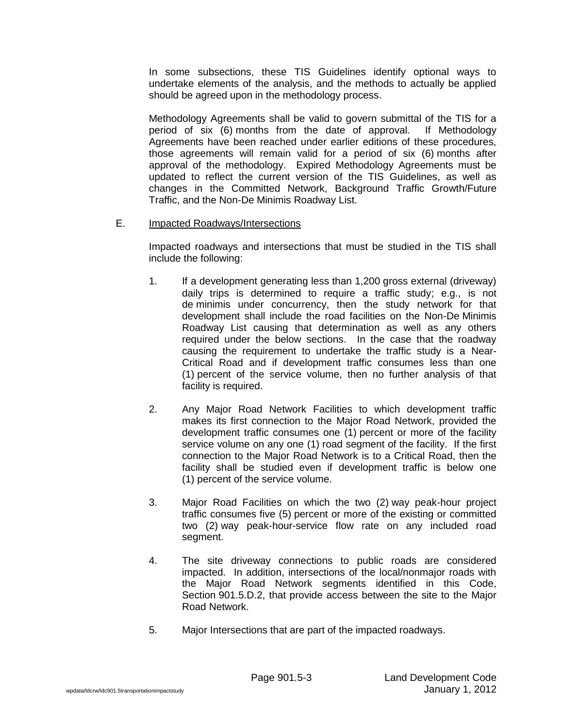In some subsections, these TIS Guidelines identify optional ways to undertake elements of the analysis, and the methods to actually be applied should be agreed upon in the methodology process.

Methodology Agreements shall be valid to govern submittal of the TIS for a period of six (6) months from the date of approval. If Methodology Agreements have been reached under earlier editions of these procedures, those agreements will remain valid for a period of six (6) months after approval of the methodology. Expired Methodology Agreements must be updated to reflect the current version of the TIS Guidelines, as well as changes in the Committed Network, Background Traffic Growth/Future Traffic, and the Non-De Minimis Roadway List.

E. Impacted Roadways/Intersections

Impacted roadways and intersections that must be studied in the TIS shall include the following:

1. If a development generating less than 1,200 gross external (driveway) daily trips is determined to require a traffic study; e.g., is not de minimis under concurrency, then the study network for that development shall include the road facilities on the Non-De Minimis Roadway List causing that determination as well as any others required under the below sections. In the case that the roadway causing the requirement to undertake the traffic study is a Near-Critical Road and if development traffic consumes less than one (1) percent of the service volume, then no further analysis of that facility is required.

2. Any Major Road Network Facilities to which development traffic makes its first connection to the Major Road Network, provided the development traffic consumes one (1) percent or more of the facility service volume on any one (1) road segment of the facility. If the first connection to the Major Road Network is to a Critical Road, then the facility shall be studied even if development traffic is below one (1) percent of the service volume.

3. Major Road Facilities on which the two (2) way peak-hour project traffic consumes five (5) percent or more of the existing or committed two (2) way peak-hour-service flow rate on any included road segment.

4. The site driveway connections to public roads are considered impacted. In addition, intersections of the local/nonmajor roads with the Major Road Network segments identified in this Code, Section 901.5.D.2, that provide access between the site to the Major Road Network.

5. Major Intersections that are part of the impacted roadways.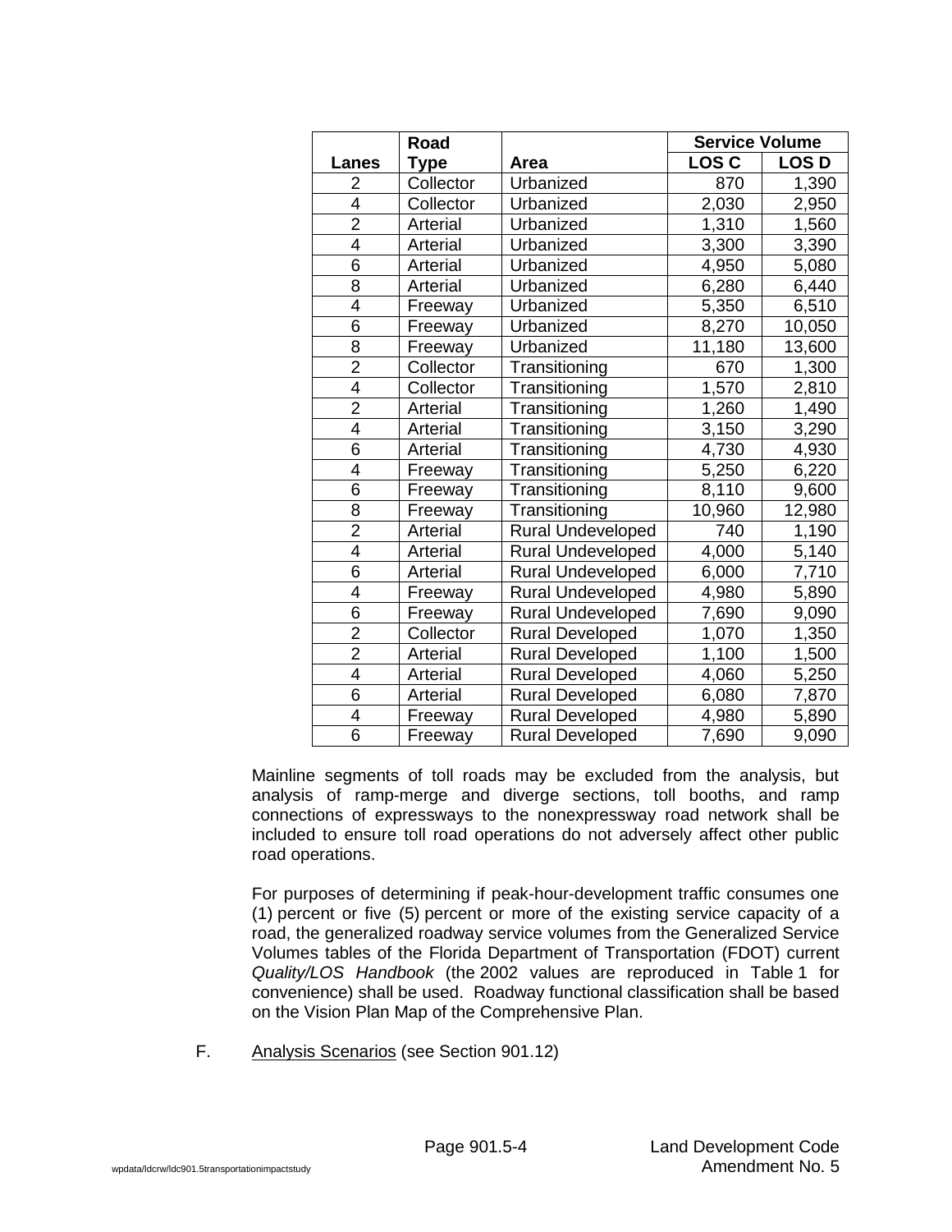| Lanes | Road Type | Area | Service Volume | |
|---|---|---|---|---|
| | | | LOS C | LOS D |
| 2 | Collector | Urbanized | 870 | 1,390 |
| 4 | Collector | Urbanized | 2,030 | 2,950 |
| 2 | Arterial | Urbanized | 1,310 | 1,560 |
| 4 | Arterial | Urbanized | 3,300 | 3,390 |
| 6 | Arterial | Urbanized | 4,950 | 5,080 |
| 8 | Arterial | Urbanized | 6,280 | 6,440 |
| 4 | Freeway | Urbanized | 5,350 | 6,510 |
| 6 | Freeway | Urbanized | 8,270 | 10,050 |
| 8 | Freeway | Urbanized | 11,180 | 13,600 |
| 2 | Collector | Transitioning | 670 | 1,300 |
| 4 | Collector | Transitioning | 1,570 | 2,810 |
| 2 | Arterial | Transitioning | 1,260 | 1,490 |
| 4 | Arterial | Transitioning | 3,150 | 3,290 |
| 6 | Arterial | Transitioning | 4,730 | 4,930 |
| 4 | Freeway | Transitioning | 5,250 | 6,220 |
| 6 | Freeway | Transitioning | 8,110 | 9,600 |
| 8 | Freeway | Transitioning | 10,960 | 12,980 |
| 2 | Arterial | Rural Undeveloped | 740 | 1,190 |
| 4 | Arterial | Rural Undeveloped | 4,000 | 5,140 |
| 6 | Arterial | Rural Undeveloped | 6,000 | 7,710 |
| 4 | Freeway | Rural Undeveloped | 4,980 | 5,890 |
| 6 | Freeway | Rural Undeveloped | 7,690 | 9,090 |
| 2 | Collector | Rural Developed | 1,070 | 1,350 |
| 2 | Arterial | Rural Developed | 1,100 | 1,500 |
| 4 | Arterial | Rural Developed | 4,060 | 5,250 |
| 6 | Arterial | Rural Developed | 6,080 | 7,870 |
| 4 | Freeway | Rural Developed | 4,980 | 5,890 |
| 6 | Freeway | Rural Developed | 7,690 | 9,090 |

Mainline segments of toll roads may be excluded from the analysis, but analysis of ramp-merge and diverge sections, toll booths, and ramp connections of expressways to the nonexpressway road network shall be included to ensure toll road operations do not adversely affect other public road operations.

For purposes of determining if peak-hour-development traffic consumes one (1) percent or five (5) percent or more of the existing service capacity of a road, the generalized roadway service volumes from the Generalized Service Volumes tables of the Florida Department of Transportation (FDOT) current *Quality/LOS Handbook* (the 2002 values are reproduced in Table 1 for convenience) shall be used. Roadway functional classification shall be based on the Vision Plan Map of the Comprehensive Plan.

F. Analysis Scenarios (see Section 901.12)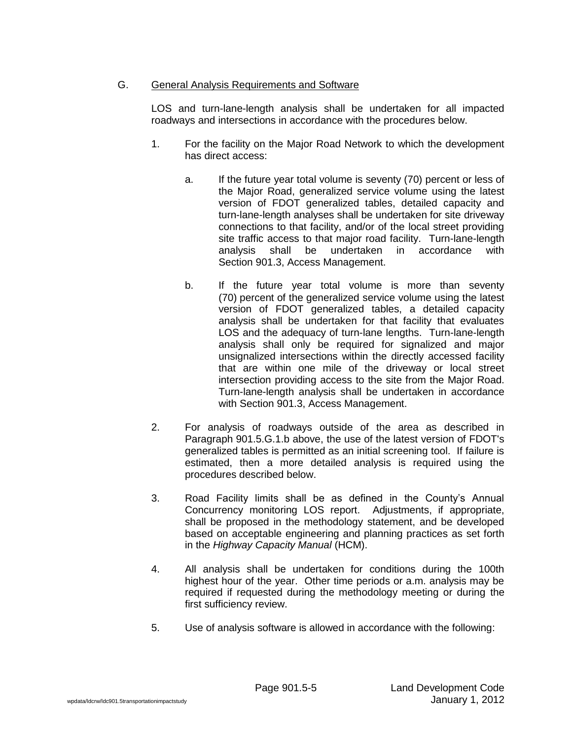G. <u>General Analysis Requirements and Software</u>

LOS and turn-lane-length analysis shall be undertaken for all impacted roadways and intersections in accordance with the procedures below.

1. For the facility on the Major Road Network to which the development has direct access:

   a. If the future year total volume is seventy (70) percent or less of the Major Road, generalized service volume using the latest version of FDOT generalized tables, detailed capacity and turn-lane-length analyses shall be undertaken for site driveway connections to that facility, and/or of the local street providing site traffic access to that major road facility. Turn-lane-length analysis shall be undertaken in accordance with Section 901.3, Access Management.

   b. If the future year total volume is more than seventy (70) percent of the generalized service volume using the latest version of FDOT generalized tables, a detailed capacity analysis shall be undertaken for that facility that evaluates LOS and the adequacy of turn-lane lengths. Turn-lane-length analysis shall only be required for signalized and major unsignalized intersections within the directly accessed facility that are within one mile of the driveway or local street intersection providing access to the site from the Major Road. Turn-lane-length analysis shall be undertaken in accordance with Section 901.3, Access Management.

2. For analysis of roadways outside of the area as described in Paragraph 901.5.G.1.b above, the use of the latest version of FDOT's generalized tables is permitted as an initial screening tool. If failure is estimated, then a more detailed analysis is required using the procedures described below.

3. Road Facility limits shall be as defined in the County's Annual Concurrency monitoring LOS report. Adjustments, if appropriate, shall be proposed in the methodology statement, and be developed based on acceptable engineering and planning practices as set forth in the *Highway Capacity Manual* (HCM).

4. All analysis shall be undertaken for conditions during the 100th highest hour of the year. Other time periods or a.m. analysis may be required if requested during the methodology meeting or during the first sufficiency review.

5. Use of analysis software is allowed in accordance with the following: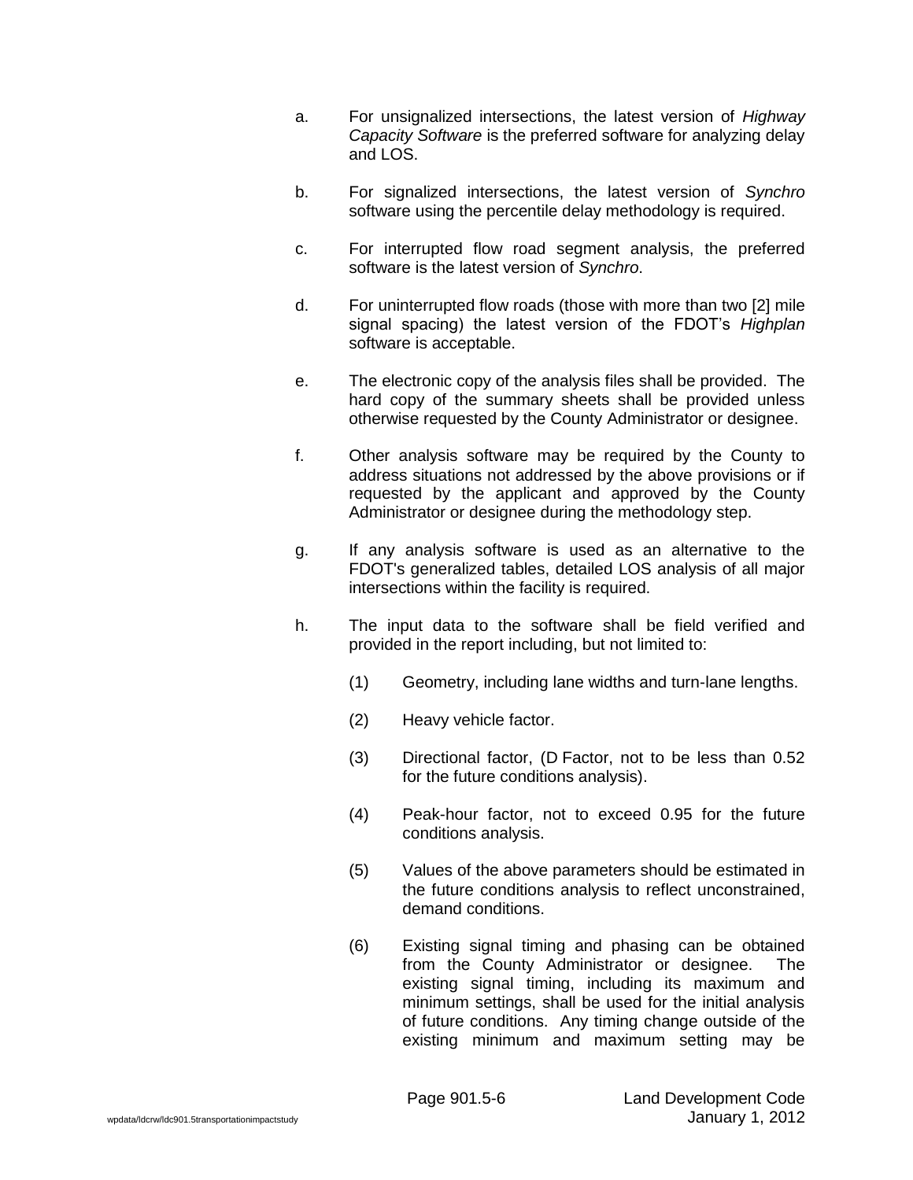a. For unsignalized intersections, the latest version of *Highway Capacity Software* is the preferred software for analyzing delay and LOS.

b. For signalized intersections, the latest version of *Synchro* software using the percentile delay methodology is required.

c. For interrupted flow road segment analysis, the preferred software is the latest version of *Synchro*.

d. For uninterrupted flow roads (those with more than two [2] mile signal spacing) the latest version of the FDOT's *Highplan* software is acceptable.

e. The electronic copy of the analysis files shall be provided. The hard copy of the summary sheets shall be provided unless otherwise requested by the County Administrator or designee.

f. Other analysis software may be required by the County to address situations not addressed by the above provisions or if requested by the applicant and approved by the County Administrator or designee during the methodology step.

g. If any analysis software is used as an alternative to the FDOT's generalized tables, detailed LOS analysis of all major intersections within the facility is required.

h. The input data to the software shall be field verified and provided in the report including, but not limited to:

   (1) Geometry, including lane widths and turn-lane lengths.

   (2) Heavy vehicle factor.

   (3) Directional factor, (D Factor, not to be less than 0.52 for the future conditions analysis).

   (4) Peak-hour factor, not to exceed 0.95 for the future conditions analysis.

   (5) Values of the above parameters should be estimated in the future conditions analysis to reflect unconstrained, demand conditions.

   (6) Existing signal timing and phasing can be obtained from the County Administrator or designee. The existing signal timing, including its maximum and minimum settings, shall be used for the initial analysis of future conditions. Any timing change outside of the existing minimum and maximum setting may be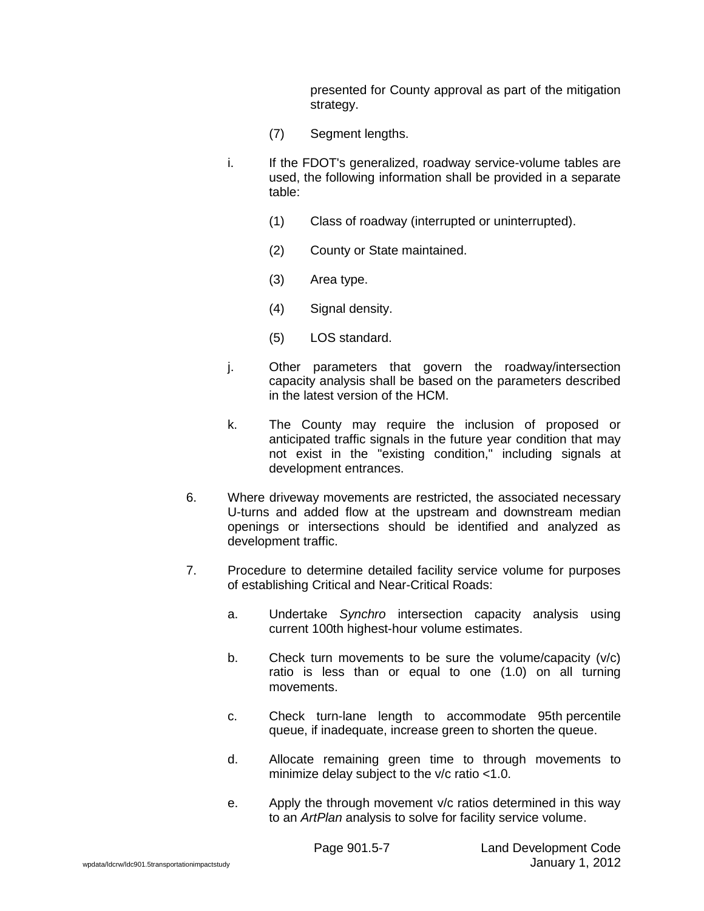presented for County approval as part of the mitigation strategy.

(7) Segment lengths.

i. If the FDOT's generalized, roadway service-volume tables are used, the following information shall be provided in a separate table:

(1) Class of roadway (interrupted or uninterrupted).

(2) County or State maintained.

(3) Area type.

(4) Signal density.

(5) LOS standard.

j. Other parameters that govern the roadway/intersection capacity analysis shall be based on the parameters described in the latest version of the HCM.

k. The County may require the inclusion of proposed or anticipated traffic signals in the future year condition that may not exist in the "existing condition," including signals at development entrances.

6. Where driveway movements are restricted, the associated necessary U-turns and added flow at the upstream and downstream median openings or intersections should be identified and analyzed as development traffic.

7. Procedure to determine detailed facility service volume for purposes of establishing Critical and Near-Critical Roads:

a. Undertake *Synchro* intersection capacity analysis using current 100th highest-hour volume estimates.

b. Check turn movements to be sure the volume/capacity (v/c) ratio is less than or equal to one (1.0) on all turning movements.

c. Check turn-lane length to accommodate 95th percentile queue, if inadequate, increase green to shorten the queue.

d. Allocate remaining green time to through movements to minimize delay subject to the v/c ratio <1.0.

e. Apply the through movement v/c ratios determined in this way to an *ArtPlan* analysis to solve for facility service volume.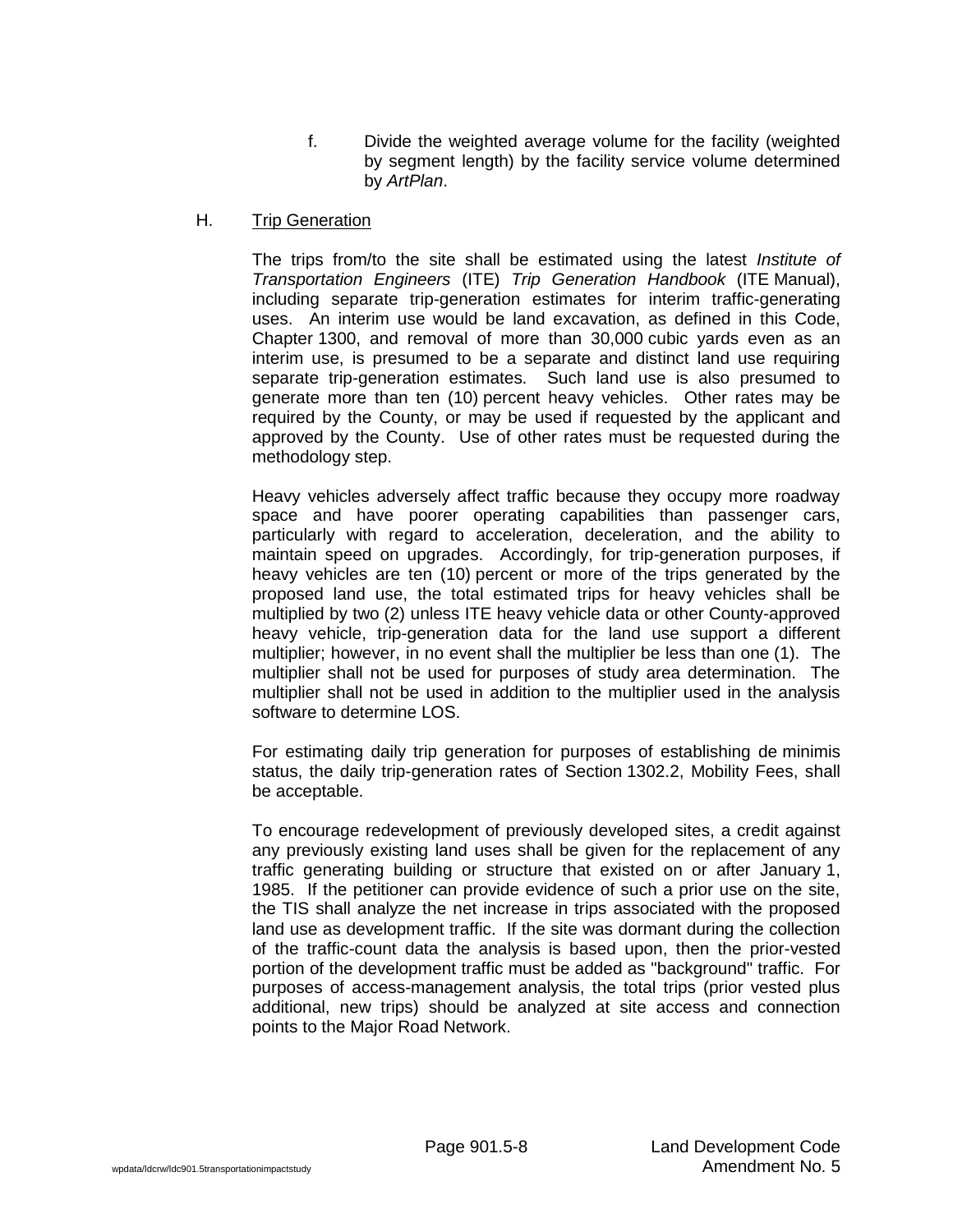f. Divide the weighted average volume for the facility (weighted by segment length) by the facility service volume determined by *ArtPlan*.

H. Trip Generation

The trips from/to the site shall be estimated using the latest *Institute of Transportation Engineers* (ITE) *Trip Generation Handbook* (ITE Manual), including separate trip-generation estimates for interim traffic-generating uses. An interim use would be land excavation, as defined in this Code, Chapter 1300, and removal of more than 30,000 cubic yards even as an interim use, is presumed to be a separate and distinct land use requiring separate trip-generation estimates. Such land use is also presumed to generate more than ten (10) percent heavy vehicles. Other rates may be required by the County, or may be used if requested by the applicant and approved by the County. Use of other rates must be requested during the methodology step.

Heavy vehicles adversely affect traffic because they occupy more roadway space and have poorer operating capabilities than passenger cars, particularly with regard to acceleration, deceleration, and the ability to maintain speed on upgrades. Accordingly, for trip-generation purposes, if heavy vehicles are ten (10) percent or more of the trips generated by the proposed land use, the total estimated trips for heavy vehicles shall be multiplied by two (2) unless ITE heavy vehicle data or other County-approved heavy vehicle, trip-generation data for the land use support a different multiplier; however, in no event shall the multiplier be less than one (1). The multiplier shall not be used for purposes of study area determination. The multiplier shall not be used in addition to the multiplier used in the analysis software to determine LOS.

For estimating daily trip generation for purposes of establishing de minimis status, the daily trip-generation rates of Section 1302.2, Mobility Fees, shall be acceptable.

To encourage redevelopment of previously developed sites, a credit against any previously existing land uses shall be given for the replacement of any traffic generating building or structure that existed on or after January 1, 1985. If the petitioner can provide evidence of such a prior use on the site, the TIS shall analyze the net increase in trips associated with the proposed land use as development traffic. If the site was dormant during the collection of the traffic-count data the analysis is based upon, then the prior-vested portion of the development traffic must be added as "background" traffic. For purposes of access-management analysis, the total trips (prior vested plus additional, new trips) should be analyzed at site access and connection points to the Major Road Network.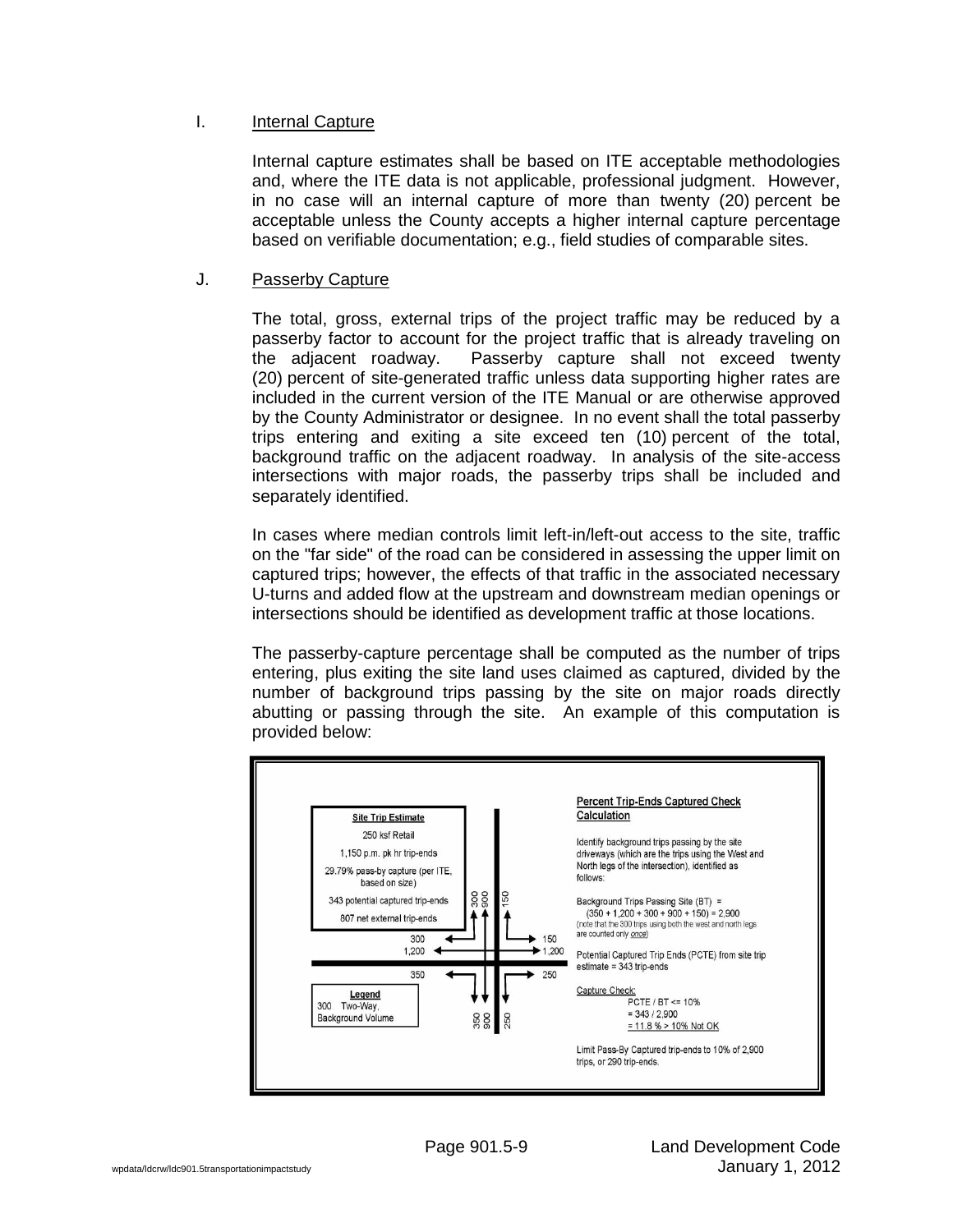I. Internal Capture

Internal capture estimates shall be based on ITE acceptable methodologies and, where the ITE data is not applicable, professional judgment. However, in no case will an internal capture of more than twenty (20) percent be acceptable unless the County accepts a higher internal capture percentage based on verifiable documentation; e.g., field studies of comparable sites.

J. Passerby Capture

The total, gross, external trips of the project traffic may be reduced by a passerby factor to account for the project traffic that is already traveling on the adjacent roadway. Passerby capture shall not exceed twenty (20) percent of site-generated traffic unless data supporting higher rates are included in the current version of the ITE Manual or are otherwise approved by the County Administrator or designee. In no event shall the total passerby trips entering and exiting a site exceed ten (10) percent of the total, background traffic on the adjacent roadway. In analysis of the site-access intersections with major roads, the passerby trips shall be included and separately identified.

In cases where median controls limit left-in/left-out access to the site, traffic on the "far side" of the road can be considered in assessing the upper limit on captured trips; however, the effects of that traffic in the associated necessary U-turns and added flow at the upstream and downstream median openings or intersections should be identified as development traffic at those locations.

The passerby-capture percentage shall be computed as the number of trips entering, plus exiting the site land uses claimed as captured, divided by the number of background trips passing by the site on major roads directly abutting or passing through the site. An example of this computation is provided below:

**Site Trip Estimate**

250 ksf Retail

1,150 p.m. pk hr trip-ends

29.79% pass-by capture (per ITE, based on size)

343 potential captured trip-ends

807 net external trip-ends

**Legend**

300 Two-Way, Background Volume

(Intersection diagram: North leg 300, 900, 150; West leg 300, 1,200, 350; East leg 150, 1,200, 250; South leg 350, 900, 250)

**Percent Trip-Ends Captured Check Calculation**

Identify background trips passing by the site driveways (which are the trips using the West and North legs of the intersection), identified as follows:

Background Trips Passing Site (BT) =
(350 + 1,200 + 300 + 900 + 150) = 2,900
(note that the 300 trips using both the west and north legs are counted only *once*)

Potential Captured Trip Ends (PCTE) from site trip estimate = 343 trip-ends

Capture Check:

PCTE / BT <= 10%
= 343 / 2,900
= 11.8 % > 10% Not OK

Limit Pass-By Captured trip-ends to 10% of 2,900 trips, or 290 trip-ends.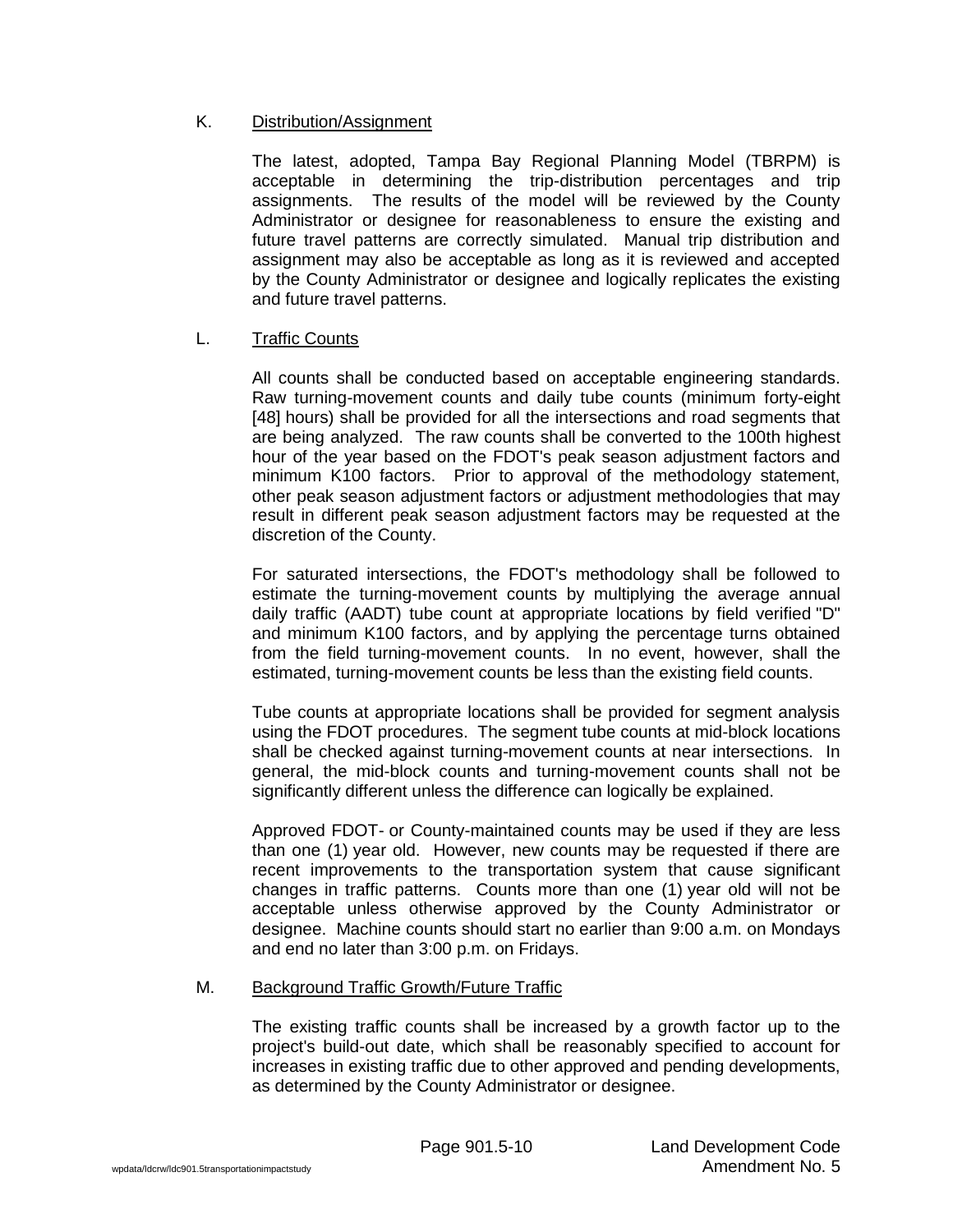K. Distribution/Assignment

The latest, adopted, Tampa Bay Regional Planning Model (TBRPM) is acceptable in determining the trip-distribution percentages and trip assignments. The results of the model will be reviewed by the County Administrator or designee for reasonableness to ensure the existing and future travel patterns are correctly simulated. Manual trip distribution and assignment may also be acceptable as long as it is reviewed and accepted by the County Administrator or designee and logically replicates the existing and future travel patterns.

L. Traffic Counts

All counts shall be conducted based on acceptable engineering standards. Raw turning-movement counts and daily tube counts (minimum forty-eight [48] hours) shall be provided for all the intersections and road segments that are being analyzed. The raw counts shall be converted to the 100th highest hour of the year based on the FDOT's peak season adjustment factors and minimum K100 factors. Prior to approval of the methodology statement, other peak season adjustment factors or adjustment methodologies that may result in different peak season adjustment factors may be requested at the discretion of the County.

For saturated intersections, the FDOT's methodology shall be followed to estimate the turning-movement counts by multiplying the average annual daily traffic (AADT) tube count at appropriate locations by field verified "D" and minimum K100 factors, and by applying the percentage turns obtained from the field turning-movement counts. In no event, however, shall the estimated, turning-movement counts be less than the existing field counts.

Tube counts at appropriate locations shall be provided for segment analysis using the FDOT procedures. The segment tube counts at mid-block locations shall be checked against turning-movement counts at near intersections. In general, the mid-block counts and turning-movement counts shall not be significantly different unless the difference can logically be explained.

Approved FDOT- or County-maintained counts may be used if they are less than one (1) year old. However, new counts may be requested if there are recent improvements to the transportation system that cause significant changes in traffic patterns. Counts more than one (1) year old will not be acceptable unless otherwise approved by the County Administrator or designee. Machine counts should start no earlier than 9:00 a.m. on Mondays and end no later than 3:00 p.m. on Fridays.

M. Background Traffic Growth/Future Traffic

The existing traffic counts shall be increased by a growth factor up to the project's build-out date, which shall be reasonably specified to account for increases in existing traffic due to other approved and pending developments, as determined by the County Administrator or designee.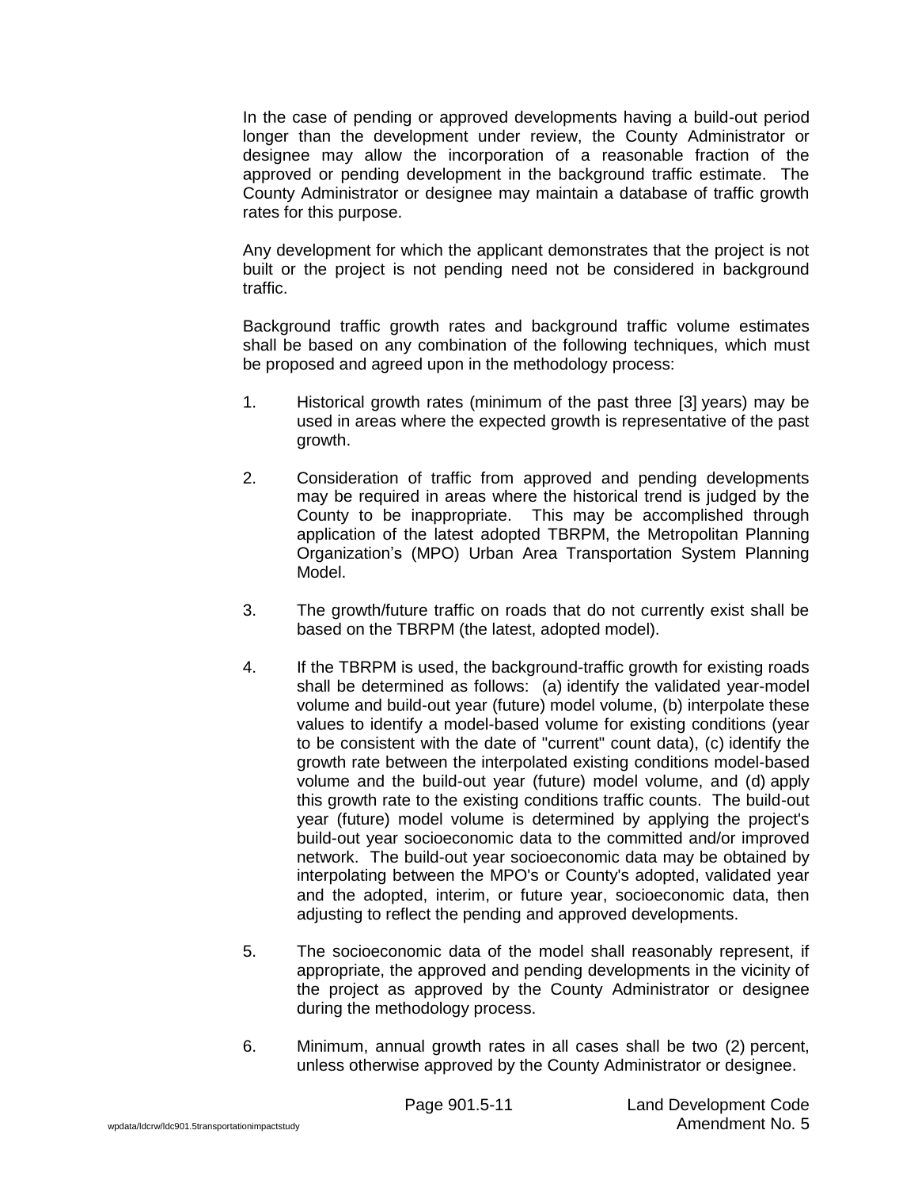In the case of pending or approved developments having a build-out period longer than the development under review, the County Administrator or designee may allow the incorporation of a reasonable fraction of the approved or pending development in the background traffic estimate. The County Administrator or designee may maintain a database of traffic growth rates for this purpose.

Any development for which the applicant demonstrates that the project is not built or the project is not pending need not be considered in background traffic.

Background traffic growth rates and background traffic volume estimates shall be based on any combination of the following techniques, which must be proposed and agreed upon in the methodology process:

1. Historical growth rates (minimum of the past three [3] years) may be used in areas where the expected growth is representative of the past growth.

2. Consideration of traffic from approved and pending developments may be required in areas where the historical trend is judged by the County to be inappropriate. This may be accomplished through application of the latest adopted TBRPM, the Metropolitan Planning Organization's (MPO) Urban Area Transportation System Planning Model.

3. The growth/future traffic on roads that do not currently exist shall be based on the TBRPM (the latest, adopted model).

4. If the TBRPM is used, the background-traffic growth for existing roads shall be determined as follows: (a) identify the validated year-model volume and build-out year (future) model volume, (b) interpolate these values to identify a model-based volume for existing conditions (year to be consistent with the date of "current" count data), (c) identify the growth rate between the interpolated existing conditions model-based volume and the build-out year (future) model volume, and (d) apply this growth rate to the existing conditions traffic counts. The build-out year (future) model volume is determined by applying the project's build-out year socioeconomic data to the committed and/or improved network. The build-out year socioeconomic data may be obtained by interpolating between the MPO's or County's adopted, validated year and the adopted, interim, or future year, socioeconomic data, then adjusting to reflect the pending and approved developments.

5. The socioeconomic data of the model shall reasonably represent, if appropriate, the approved and pending developments in the vicinity of the project as approved by the County Administrator or designee during the methodology process.

6. Minimum, annual growth rates in all cases shall be two (2) percent, unless otherwise approved by the County Administrator or designee.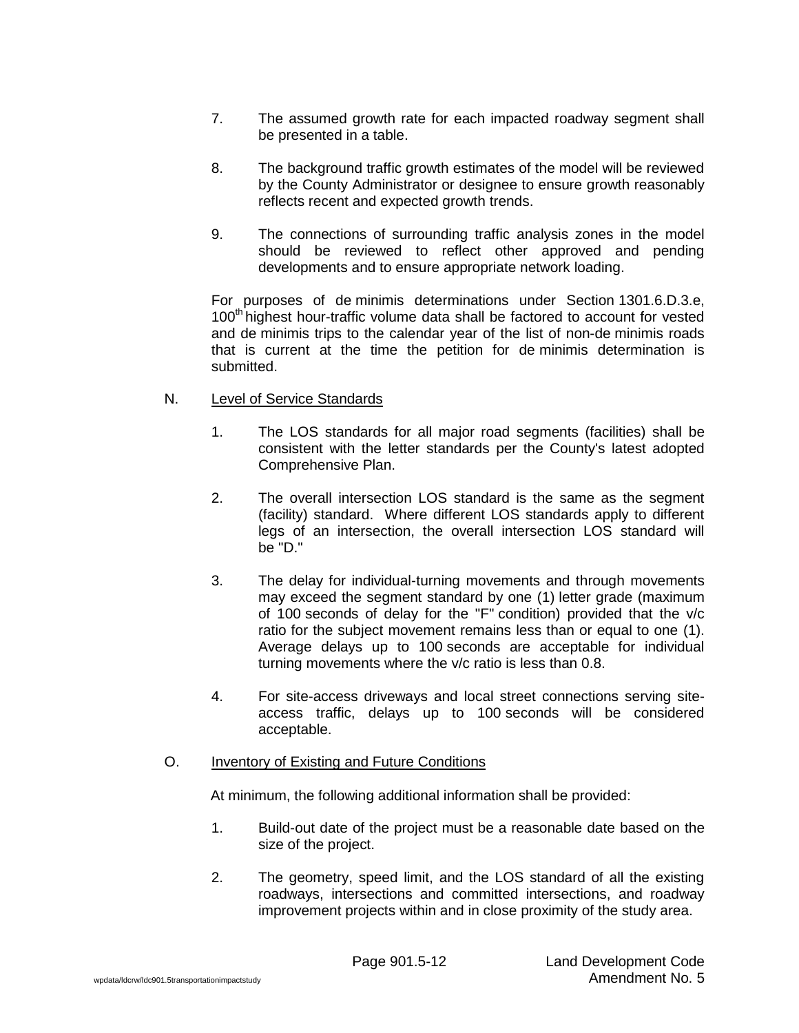7. The assumed growth rate for each impacted roadway segment shall be presented in a table.

8. The background traffic growth estimates of the model will be reviewed by the County Administrator or designee to ensure growth reasonably reflects recent and expected growth trends.

9. The connections of surrounding traffic analysis zones in the model should be reviewed to reflect other approved and pending developments and to ensure appropriate network loading.

For purposes of de minimis determinations under Section 1301.6.D.3.e, 100th highest hour-traffic volume data shall be factored to account for vested and de minimis trips to the calendar year of the list of non-de minimis roads that is current at the time the petition for de minimis determination is submitted.

N. <u>Level of Service Standards</u>

1. The LOS standards for all major road segments (facilities) shall be consistent with the letter standards per the County's latest adopted Comprehensive Plan.

2. The overall intersection LOS standard is the same as the segment (facility) standard. Where different LOS standards apply to different legs of an intersection, the overall intersection LOS standard will be "D."

3. The delay for individual-turning movements and through movements may exceed the segment standard by one (1) letter grade (maximum of 100 seconds of delay for the "F" condition) provided that the v/c ratio for the subject movement remains less than or equal to one (1). Average delays up to 100 seconds are acceptable for individual turning movements where the v/c ratio is less than 0.8.

4. For site-access driveways and local street connections serving site-access traffic, delays up to 100 seconds will be considered acceptable.

O. <u>Inventory of Existing and Future Conditions</u>

At minimum, the following additional information shall be provided:

1. Build-out date of the project must be a reasonable date based on the size of the project.

2. The geometry, speed limit, and the LOS standard of all the existing roadways, intersections and committed intersections, and roadway improvement projects within and in close proximity of the study area.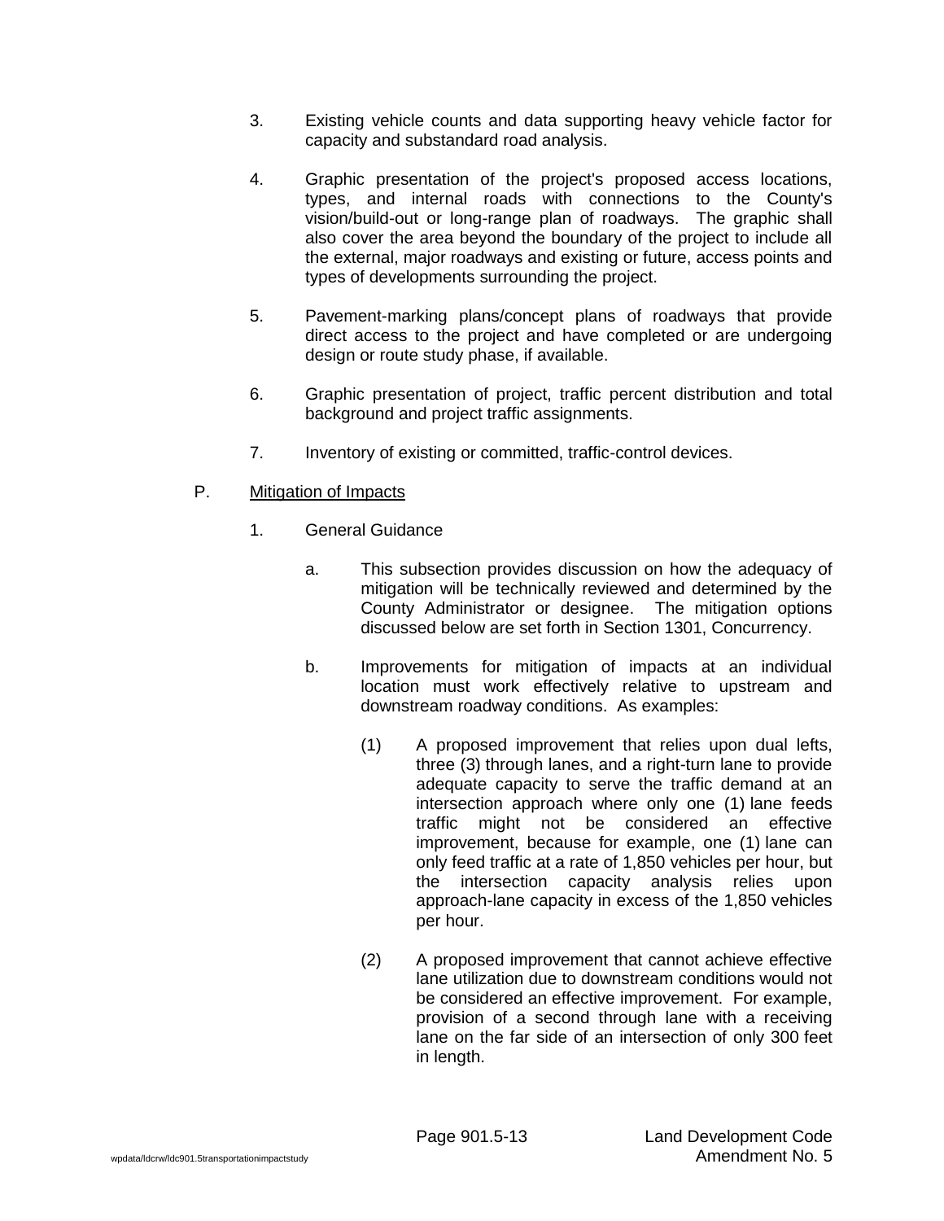3. Existing vehicle counts and data supporting heavy vehicle factor for capacity and substandard road analysis.

4. Graphic presentation of the project's proposed access locations, types, and internal roads with connections to the County's vision/build-out or long-range plan of roadways. The graphic shall also cover the area beyond the boundary of the project to include all the external, major roadways and existing or future, access points and types of developments surrounding the project.

5. Pavement-marking plans/concept plans of roadways that provide direct access to the project and have completed or are undergoing design or route study phase, if available.

6. Graphic presentation of project, traffic percent distribution and total background and project traffic assignments.

7. Inventory of existing or committed, traffic-control devices.

P. <u>Mitigation of Impacts</u>

1. General Guidance

   a. This subsection provides discussion on how the adequacy of mitigation will be technically reviewed and determined by the County Administrator or designee. The mitigation options discussed below are set forth in Section 1301, Concurrency.

   b. Improvements for mitigation of impacts at an individual location must work effectively relative to upstream and downstream roadway conditions. As examples:

      (1) A proposed improvement that relies upon dual lefts, three (3) through lanes, and a right-turn lane to provide adequate capacity to serve the traffic demand at an intersection approach where only one (1) lane feeds traffic might not be considered an effective improvement, because for example, one (1) lane can only feed traffic at a rate of 1,850 vehicles per hour, but the intersection capacity analysis relies upon approach-lane capacity in excess of the 1,850 vehicles per hour.

      (2) A proposed improvement that cannot achieve effective lane utilization due to downstream conditions would not be considered an effective improvement. For example, provision of a second through lane with a receiving lane on the far side of an intersection of only 300 feet in length.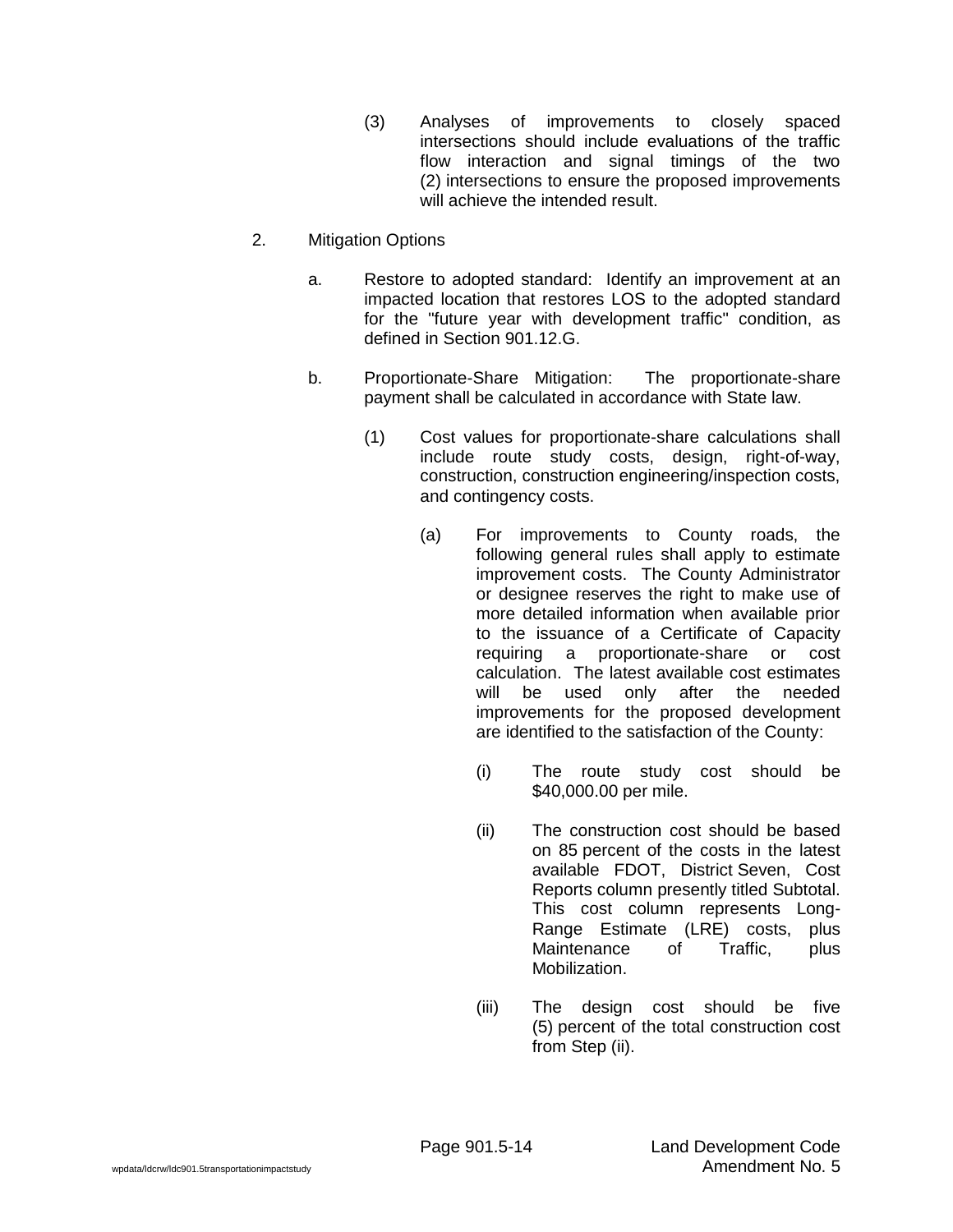(3) Analyses of improvements to closely spaced intersections should include evaluations of the traffic flow interaction and signal timings of the two (2) intersections to ensure the proposed improvements will achieve the intended result.

2. Mitigation Options

a. Restore to adopted standard: Identify an improvement at an impacted location that restores LOS to the adopted standard for the "future year with development traffic" condition, as defined in Section 901.12.G.

b. Proportionate-Share Mitigation: The proportionate-share payment shall be calculated in accordance with State law.

(1) Cost values for proportionate-share calculations shall include route study costs, design, right-of-way, construction, construction engineering/inspection costs, and contingency costs.

(a) For improvements to County roads, the following general rules shall apply to estimate improvement costs. The County Administrator or designee reserves the right to make use of more detailed information when available prior to the issuance of a Certificate of Capacity requiring a proportionate-share or cost calculation. The latest available cost estimates will be used only after the needed improvements for the proposed development are identified to the satisfaction of the County:

(i) The route study cost should be $40,000.00 per mile.

(ii) The construction cost should be based on 85 percent of the costs in the latest available FDOT, District Seven, Cost Reports column presently titled Subtotal. This cost column represents Long-Range Estimate (LRE) costs, plus Maintenance of Traffic, plus Mobilization.

(iii) The design cost should be five (5) percent of the total construction cost from Step (ii).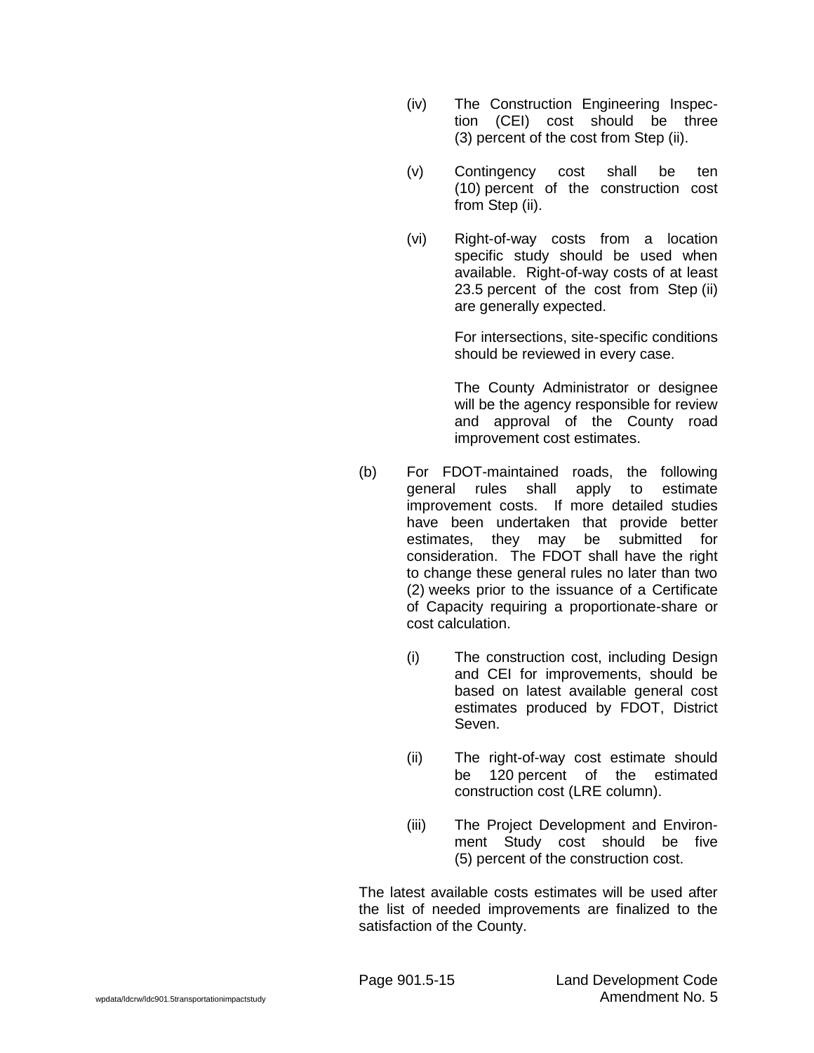(iv) The Construction Engineering Inspection (CEI) cost should be three (3) percent of the cost from Step (ii).

(v) Contingency cost shall be ten (10) percent of the construction cost from Step (ii).

(vi) Right-of-way costs from a location specific study should be used when available. Right-of-way costs of at least 23.5 percent of the cost from Step (ii) are generally expected.

For intersections, site-specific conditions should be reviewed in every case.

The County Administrator or designee will be the agency responsible for review and approval of the County road improvement cost estimates.

(b) For FDOT-maintained roads, the following general rules shall apply to estimate improvement costs. If more detailed studies have been undertaken that provide better estimates, they may be submitted for consideration. The FDOT shall have the right to change these general rules no later than two (2) weeks prior to the issuance of a Certificate of Capacity requiring a proportionate-share or cost calculation.

(i) The construction cost, including Design and CEI for improvements, should be based on latest available general cost estimates produced by FDOT, District Seven.

(ii) The right-of-way cost estimate should be 120 percent of the estimated construction cost (LRE column).

(iii) The Project Development and Environment Study cost should be five (5) percent of the construction cost.

The latest available costs estimates will be used after the list of needed improvements are finalized to the satisfaction of the County.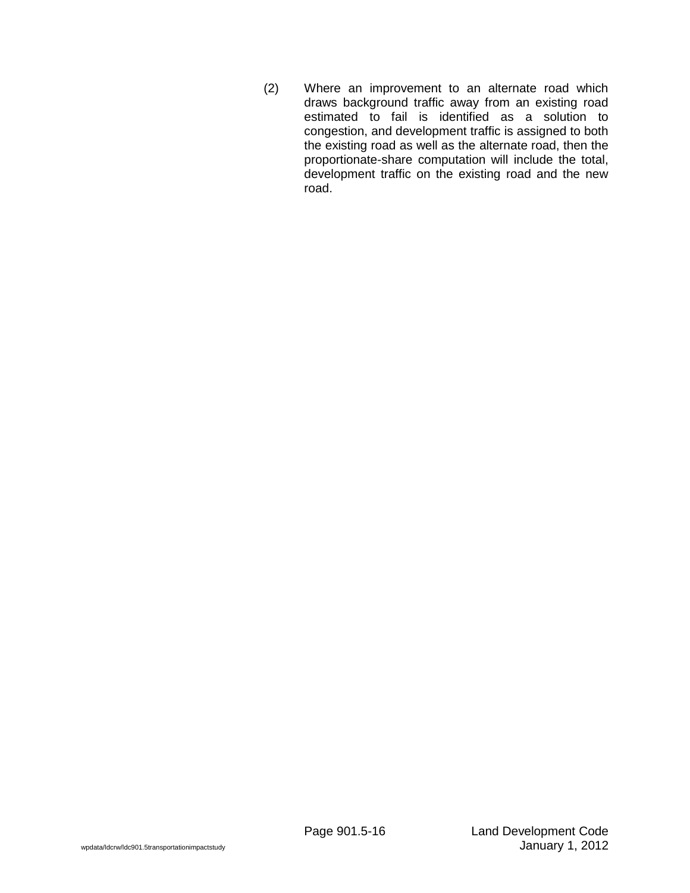(2) Where an improvement to an alternate road which draws background traffic away from an existing road estimated to fail is identified as a solution to congestion, and development traffic is assigned to both the existing road as well as the alternate road, then the proportionate-share computation will include the total, development traffic on the existing road and the new road.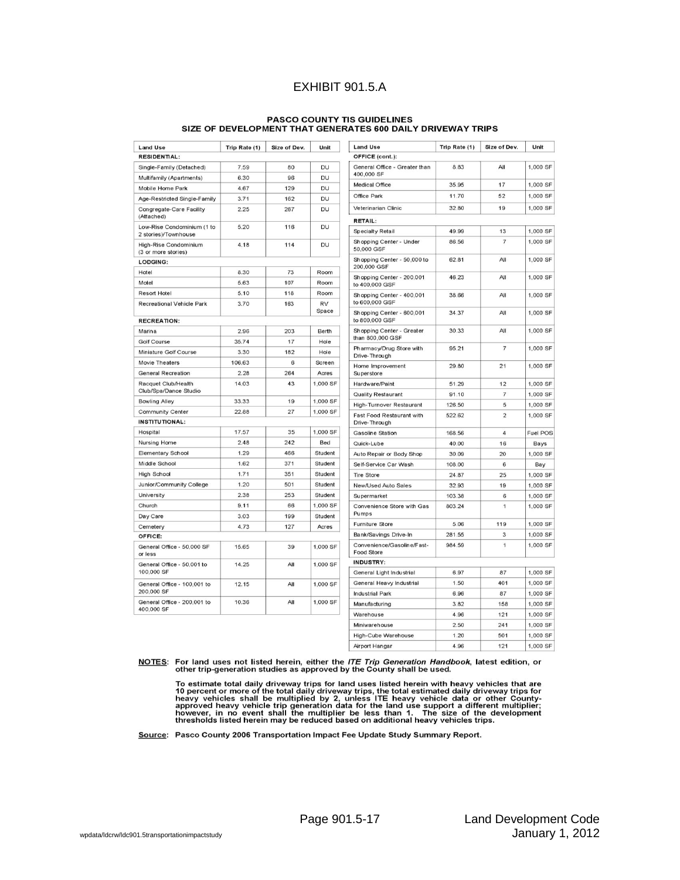# EXHIBIT 901.5.A

## PASCO COUNTY TIS GUIDELINES
## SIZE OF DEVELOPMENT THAT GENERATES 600 DAILY DRIVEWAY TRIPS

| Land Use | Trip Rate (1) | Size of Dev. | Unit |
|---|---|---|---|
| **RESIDENTIAL:** | | | |
| Single-Family (Detached) | 7.59 | 80 | DU |
| Multifamily (Apartments) | 6.30 | 96 | DU |
| Mobile Home Park | 4.67 | 129 | DU |
| Age-Restricted Single-Family | 3.71 | 162 | DU |
| Congregate-Care Facility (Attached) | 2.25 | 267 | DU |
| Low-Rise Condominium (1 to 2 stories)/Townhouse | 5.20 | 116 | DU |
| High-Rise Condominium (3 or more stories) | 4.18 | 114 | DU |
| **LODGING:** | | | |
| Hotel | 8.30 | 73 | Room |
| Motel | 5.63 | 107 | Room |
| Resort Hotel | 5.10 | 118 | Room |
| Recreational Vehicle Park | 3.70 | 163 | RV Space |
| **RECREATION:** | | | |
| Marina | 2.96 | 203 | Berth |
| Golf Course | 35.74 | 17 | Hole |
| Miniature Golf Course | 3.30 | 182 | Hole |
| Movie Theaters | 106.63 | 6 | Screen |
| General Recreation | 2.28 | 264 | Acres |
| Racquet Club/Health Club/Spa/Dance Studio | 14.03 | 43 | 1,000 SF |
| Bowling Alley | 33.33 | 19 | 1,000 SF |
| Community Center | 22.88 | 27 | 1,000 SF |
| **INSTITUTIONAL:** | | | |
| Hospital | 17.57 | 35 | 1,000 SF |
| Nursing Home | 2.48 | 242 | Bed |
| Elementary School | 1.29 | 466 | Student |
| Middle School | 1.62 | 371 | Student |
| High School | 1.71 | 351 | Student |
| Junior/Community College | 1.20 | 501 | Student |
| University | 2.38 | 253 | Student |
| Church | 9.11 | 66 | 1,000 SF |
| Day Care | 3.03 | 199 | Student |
| Cemetery | 4.73 | 127 | Acres |
| **OFFICE:** | | | |
| General Office - 50,000 SF or less | 15.65 | 39 | 1,000 SF |
| General Office - 50,001 to 100,000 SF | 14.25 | All | 1,000 SF |
| General Office - 100,001 to 200,000 SF | 12.15 | All | 1,000 SF |
| General Office - 200,001 to 400,000 SF | 10.36 | All | 1,000 SF |
| **OFFICE (cont.):** | | | |
| General Office - Greater than 400,000 SF | 8.83 | All | 1,000 SF |
| Medical Office | 35.95 | 17 | 1,000 SF |
| Office Park | 11.70 | 52 | 1,000 SF |
| Veterinarian Clinic | 32.80 | 19 | 1,000 SF |
| **RETAIL:** | | | |
| Specialty Retail | 49.99 | 13 | 1,000 SF |
| Shopping Center - Under 50,000 GSF | 86.56 | 7 | 1,000 SF |
| Shopping Center - 50,000 to 200,000 GSF | 62.81 | All | 1,000 SF |
| Shopping Center - 200,001 to 400,000 GSF | 46.23 | All | 1,000 SF |
| Shopping Center - 400,001 to 600,000 GSF | 38.66 | All | 1,000 SF |
| Shopping Center - 600,001 to 800,000 GSF | 34.37 | All | 1,000 SF |
| Shopping Center - Greater than 800,000 GSF | 30.33 | All | 1,000 SF |
| Pharmacy/Drug Store with Drive-Through | 95.21 | 7 | 1,000 SF |
| Home Improvement Superstore | 29.80 | 21 | 1,000 SF |
| Hardware/Paint | 51.29 | 12 | 1,000 SF |
| Quality Restaurant | 91.10 | 7 | 1,000 SF |
| High-Turnover Restaurant | 126.50 | 5 | 1,000 SF |
| Fast Food Restaurant with Drive-Through | 522.62 | 2 | 1,000 SF |
| Gasoline Station | 168.56 | 4 | Fuel POS |
| Quick-Lube | 40.00 | 16 | Bays |
| Auto Repair or Body Shop | 30.09 | 20 | 1,000 SF |
| Self-Service Car Wash | 108.00 | 6 | Bay |
| Tire Store | 24.87 | 25 | 1,000 SF |
| New/Used Auto Sales | 32.93 | 19 | 1,000 SF |
| Supermarket | 103.38 | 6 | 1,000 SF |
| Convenience Store with Gas Pumps | 803.24 | 1 | 1,000 SF |
| Furniture Store | 5.06 | 119 | 1,000 SF |
| Bank/Savings Drive-In | 281.55 | 3 | 1,000 SF |
| Convenience/Gasoline/Fast-Food Store | 984.59 | 1 | 1,000 SF |
| **INDUSTRY:** | | | |
| General Light Industrial | 6.97 | 87 | 1,000 SF |
| General Heavy Industrial | 1.50 | 401 | 1,000 SF |
| Industrial Park | 6.96 | 87 | 1,000 SF |
| Manufacturing | 3.82 | 158 | 1,000 SF |
| Warehouse | 4.96 | 121 | 1,000 SF |
| Miniwarehouse | 2.50 | 241 | 1,000 SF |
| High-Cube Warehouse | 1.20 | 501 | 1,000 SF |
| Airport Hangar | 4.96 | 121 | 1,000 SF |

**NOTES:** For land uses not listed herein, either the *ITE Trip Generation Handbook*, latest edition, or other trip-generation studies as approved by the County shall be used.

To estimate total daily driveway trips for land uses listed herein with heavy vehicles that are 10 percent or more of the total daily driveway trips, the total estimated daily driveway trips for heavy vehicles shall be multiplied by 2, unless ITE heavy vehicle data or other County-approved heavy vehicle trip generation data for the land use support a different multiplier; however, in no event shall the multiplier be less than 1. The size of the development thresholds listed herein may be reduced based on additional heavy vehicles trips.

**Source:** Pasco County 2006 Transportation Impact Fee Update Study Summary Report.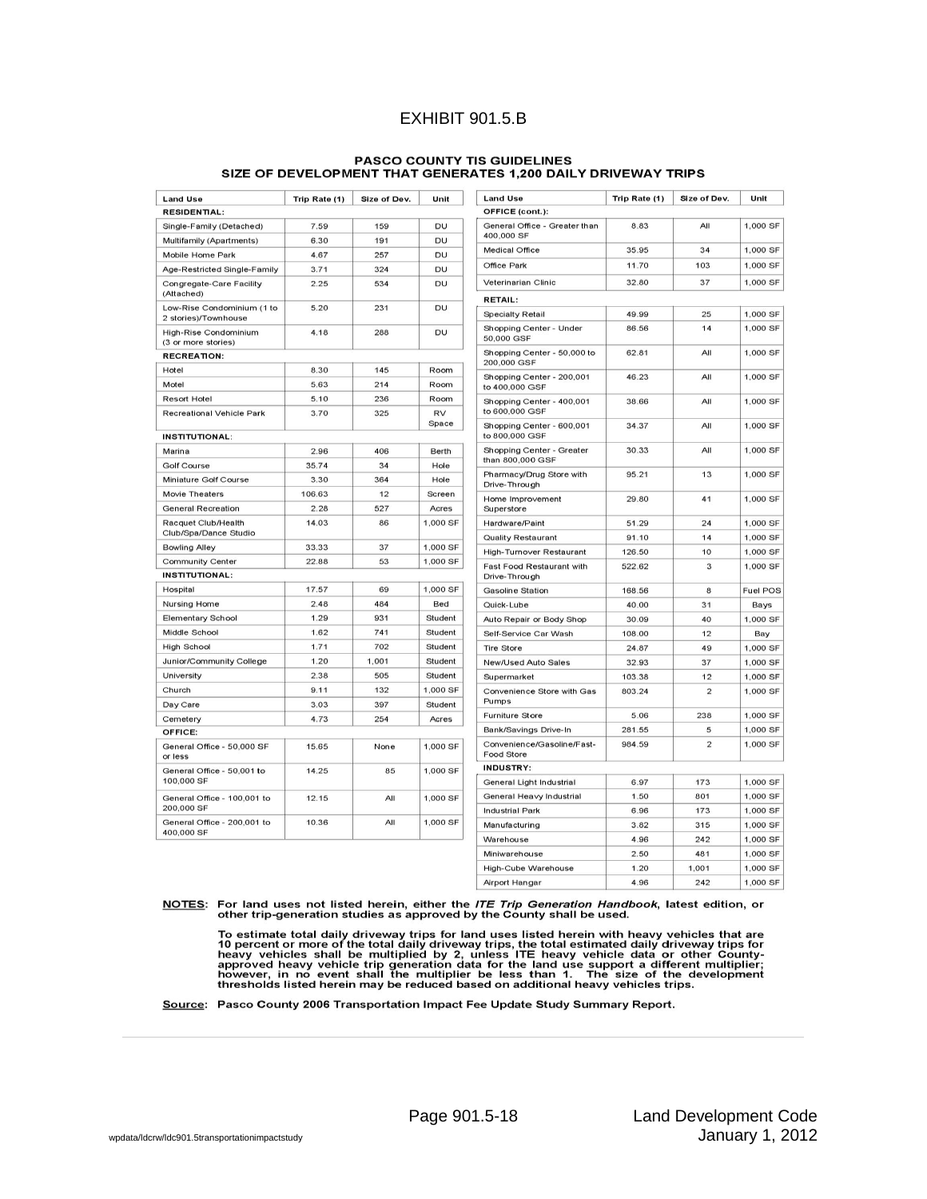# EXHIBIT 901.5.B

## PASCO COUNTY TIS GUIDELINES
## SIZE OF DEVELOPMENT THAT GENERATES 1,200 DAILY DRIVEWAY TRIPS

| Land Use | Trip Rate (1) | Size of Dev. | Unit |
|---|---|---|---|
| **RESIDENTIAL:** | | | |
| Single-Family (Detached) | 7.59 | 159 | DU |
| Multifamily (Apartments) | 6.30 | 191 | DU |
| Mobile Home Park | 4.67 | 257 | DU |
| Age-Restricted Single-Family | 3.71 | 324 | DU |
| Congregate-Care Facility (Attached) | 2.25 | 534 | DU |
| Low-Rise Condominium (1 to 2 stories)/Townhouse | 5.20 | 231 | DU |
| High-Rise Condominium (3 or more stories) | 4.18 | 288 | DU |
| **RECREATION:** | | | |
| Hotel | 8.30 | 145 | Room |
| Motel | 5.63 | 214 | Room |
| Resort Hotel | 5.10 | 236 | Room |
| Recreational Vehicle Park | 3.70 | 325 | RV Space |
| **INSTITUTIONAL:** | | | |
| Marina | 2.96 | 406 | Berth |
| Golf Course | 35.74 | 34 | Hole |
| Miniature Golf Course | 3.30 | 364 | Hole |
| Movie Theaters | 106.63 | 12 | Screen |
| General Recreation | 2.28 | 527 | Acres |
| Racquet Club/Health Club/Spa/Dance Studio | 14.03 | 86 | 1,000 SF |
| Bowling Alley | 33.33 | 37 | 1,000 SF |
| Community Center | 22.88 | 53 | 1,000 SF |
| **INSTITUTIONAL:** | | | |
| Hospital | 17.57 | 69 | 1,000 SF |
| Nursing Home | 2.48 | 484 | Bed |
| Elementary School | 1.29 | 931 | Student |
| Middle School | 1.62 | 741 | Student |
| High School | 1.71 | 702 | Student |
| Junior/Community College | 1.20 | 1,001 | Student |
| University | 2.38 | 505 | Student |
| Church | 9.11 | 132 | 1,000 SF |
| Day Care | 3.03 | 397 | Student |
| Cemetery | 4.73 | 254 | Acres |
| **OFFICE:** | | | |
| General Office - 50,000 SF or less | 15.65 | None | 1,000 SF |
| General Office - 50,001 to 100,000 SF | 14.25 | 85 | 1,000 SF |
| General Office - 100,001 to 200,000 SF | 12.15 | All | 1,000 SF |
| General Office - 200,001 to 400,000 SF | 10.36 | All | 1,000 SF |
| **OFFICE (cont.):** | | | |
| General Office - Greater than 400,000 SF | 8.83 | All | 1,000 SF |
| Medical Office | 35.95 | 34 | 1,000 SF |
| Office Park | 11.70 | 103 | 1,000 SF |
| Veterinarian Clinic | 32.80 | 37 | 1,000 SF |
| **RETAIL:** | | | |
| Specialty Retail | 49.99 | 25 | 1,000 SF |
| Shopping Center - Under 50,000 GSF | 86.56 | 14 | 1,000 SF |
| Shopping Center - 50,000 to 200,000 GSF | 62.81 | All | 1,000 SF |
| Shopping Center - 200,001 to 400,000 GSF | 46.23 | All | 1,000 SF |
| Shopping Center - 400,001 to 600,000 GSF | 38.66 | All | 1,000 SF |
| Shopping Center - 600,001 to 800,000 GSF | 34.37 | All | 1,000 SF |
| Shopping Center - Greater than 800,000 GSF | 30.33 | All | 1,000 SF |
| Pharmacy/Drug Store with Drive-Through | 95.21 | 13 | 1,000 SF |
| Home Improvement Superstore | 29.80 | 41 | 1,000 SF |
| Hardware/Paint | 51.29 | 24 | 1,000 SF |
| Quality Restaurant | 91.10 | 14 | 1,000 SF |
| High-Turnover Restaurant | 126.50 | 10 | 1,000 SF |
| Fast Food Restaurant with Drive-Through | 522.62 | 3 | 1,000 SF |
| Gasoline Station | 168.56 | 8 | Fuel POS |
| Quick-Lube | 40.00 | 31 | Bays |
| Auto Repair or Body Shop | 30.09 | 40 | 1,000 SF |
| Self-Service Car Wash | 108.00 | 12 | Bay |
| Tire Store | 24.87 | 49 | 1,000 SF |
| New/Used Auto Sales | 32.93 | 37 | 1,000 SF |
| Supermarket | 103.38 | 12 | 1,000 SF |
| Convenience Store with Gas Pumps | 803.24 | 2 | 1,000 SF |
| Furniture Store | 5.06 | 238 | 1,000 SF |
| Bank/Savings Drive-In | 281.55 | 5 | 1,000 SF |
| Convenience/Gasoline/Fast-Food Store | 984.59 | 2 | 1,000 SF |
| **INDUSTRY:** | | | |
| General Light Industrial | 6.97 | 173 | 1,000 SF |
| General Heavy Industrial | 1.50 | 801 | 1,000 SF |
| Industrial Park | 6.96 | 173 | 1,000 SF |
| Manufacturing | 3.82 | 315 | 1,000 SF |
| Warehouse | 4.96 | 242 | 1,000 SF |
| Miniwarehouse | 2.50 | 481 | 1,000 SF |
| High-Cube Warehouse | 1.20 | 1,001 | 1,000 SF |
| Airport Hangar | 4.96 | 242 | 1,000 SF |

**NOTES:** For land uses not listed herein, either the *ITE Trip Generation Handbook*, latest edition, or other trip-generation studies as approved by the County shall be used.

To estimate total daily driveway trips for land uses listed herein with heavy vehicles that are 10 percent or more of the total daily driveway trips, the total estimated daily driveway trips for heavy vehicles shall be multiplied by 2, unless ITE heavy vehicle data or other County-approved heavy vehicle trip generation data for the land use support a different multiplier; however, in no event shall the multiplier be less than 1. The size of the development thresholds listed herein may be reduced based on additional heavy vehicles trips.

**Source:** Pasco County 2006 Transportation Impact Fee Update Study Summary Report.